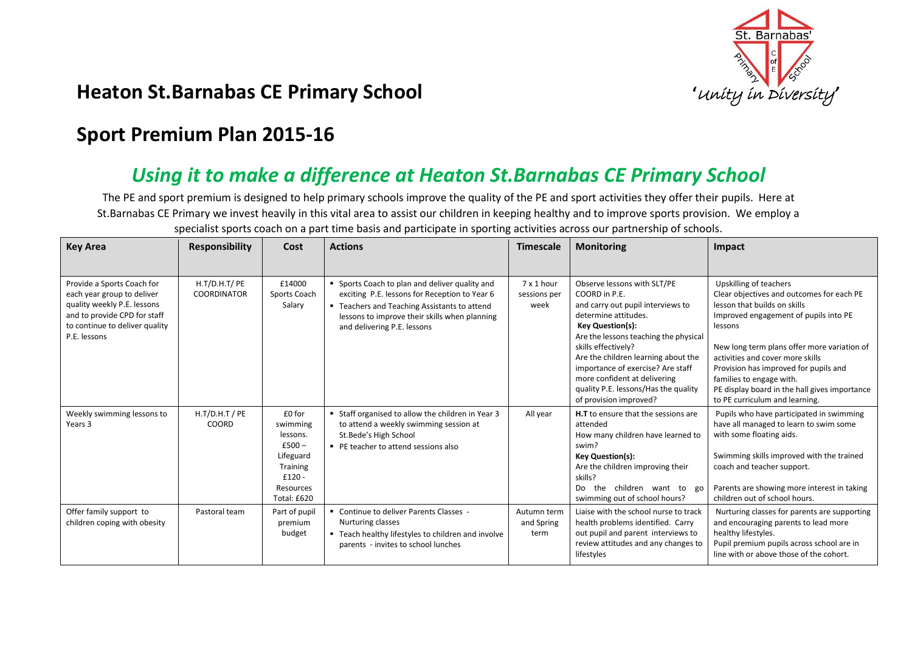# Heaton St.Barnabas CE Primary School

## Sport Premium Plan 2015-16

## *Using it to make a difference at Heaton St.Barnabas CE Primary School*

The PE and sport premium is designed to help primary schools improve the quality of the PE and sport activities they offer their pupils. Here at St.Barnabas CE Primary we invest heavily in this vital area to assist our children in keeping healthy and to improve sports provision. We employ a specialist sports coach on a part time basis and participate in sporting activities across our partnership of schools.

| Key Area | Responsibility | Cost | Actions | Timescale | Monitoring | Impact |
|---|---|---|---|---|---|---|
| Provide a Sports Coach for each year group to deliver quality weekly P.E. lessons and to provide CPD for staff to continue to deliver quality P.E. lessons | H.T/D.H.T/ PE COORDINATOR | £14000 Sports Coach Salary | ▪ Sports Coach to plan and deliver quality and exciting P.E. lessons for Reception to Year 6<br>▪ Teachers and Teaching Assistants to attend lessons to improve their skills when planning and delivering P.E. lessons | 7 x 1 hour sessions per week | Observe lessons with SLT/PE COORD in P.E. and carry out pupil interviews to determine attitudes.<br>**Key Question(s):**<br>Are the lessons teaching the physical skills effectively?<br>Are the children learning about the importance of exercise? Are staff more confident at delivering quality P.E. lessons/Has the quality of provision improved? | Upskilling of teachers<br>Clear objectives and outcomes for each PE lesson that builds on skills<br>Improved engagement of pupils into PE lessons<br><br>New long term plans offer more variation of activities and cover more skills<br>Provision has improved for pupils and families to engage with.<br>PE display board in the hall gives importance to PE curriculum and learning. |
| Weekly swimming lessons to Years 3 | H.T/D.H.T / PE COORD | £0 for swimming lessons.<br>£500 – Lifeguard Training<br>£120 - Resources<br>Total: £620 | ▪ Staff organised to allow the children in Year 3 to attend a weekly swimming session at St.Bede's High School<br>▪ PE teacher to attend sessions also | All year | **H.T** to ensure that the sessions are attended<br>How many children have learned to swim?<br>**Key Question(s):**<br>Are the children improving their skills?<br>Do the children want to go swimming out of school hours? | Pupils who have participated in swimming have all managed to learn to swim some with some floating aids.<br><br>Swimming skills improved with the trained coach and teacher support.<br><br>Parents are showing more interest in taking children out of school hours. |
| Offer family support to children coping with obesity | Pastoral team | Part of pupil premium budget | ▪ Continue to deliver Parents Classes - Nurturing classes<br>▪ Teach healthy lifestyles to children and involve parents - invites to school lunches | Autumn term and Spring term | Liaise with the school nurse to track health problems identified. Carry out pupil and parent interviews to review attitudes and any changes to lifestyles | Nurturing classes for parents are supporting and encouraging parents to lead more healthy lifestyles.<br>Pupil premium pupils across school are in line with or above those of the cohort. |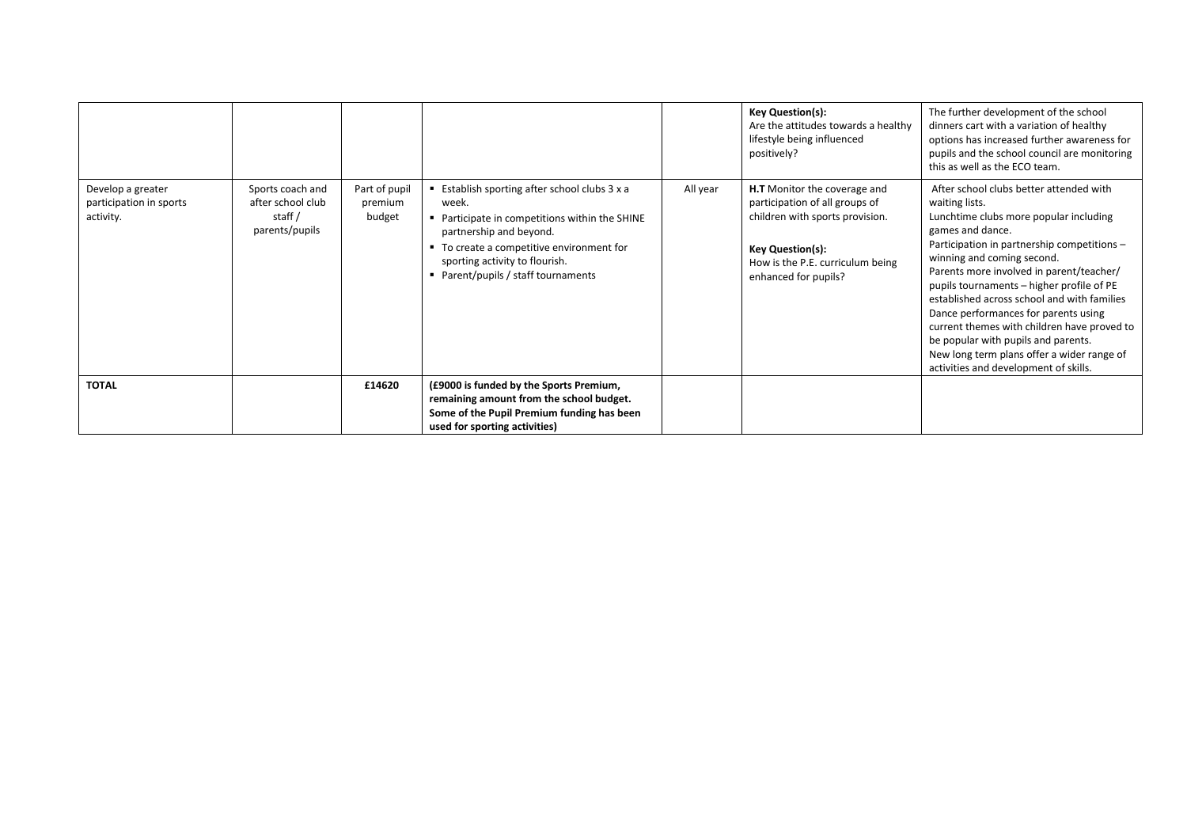| | | | | | | |
|---|---|---|---|---|---|---|
| | | | | | **Key Question(s):**<br>Are the attitudes towards a healthy lifestyle being influenced positively? | The further development of the school dinners cart with a variation of healthy options has increased further awareness for pupils and the school council are monitoring this as well as the ECO team. |
| Develop a greater participation in sports activity. | Sports coach and after school club staff / parents/pupils | Part of pupil premium budget | ▪ Establish sporting after school clubs 3 x a week.<br>▪ Participate in competitions within the SHINE partnership and beyond.<br>▪ To create a competitive environment for sporting activity to flourish.<br>▪ Parent/pupils / staff tournaments | All year | **H.T** Monitor the coverage and participation of all groups of children with sports provision.<br><br>**Key Question(s):**<br>How is the P.E. curriculum being enhanced for pupils? | After school clubs better attended with waiting lists.<br>Lunchtime clubs more popular including games and dance.<br>Participation in partnership competitions – winning and coming second.<br>Parents more involved in parent/teacher/ pupils tournaments – higher profile of PE established across school and with families<br>Dance performances for parents using current themes with children have proved to be popular with pupils and parents.<br>New long term plans offer a wider range of activities and development of skills. |
| **TOTAL** | | **£14620** | **(£9000 is funded by the Sports Premium, remaining amount from the school budget. Some of the Pupil Premium funding has been used for sporting activities)** | | | |